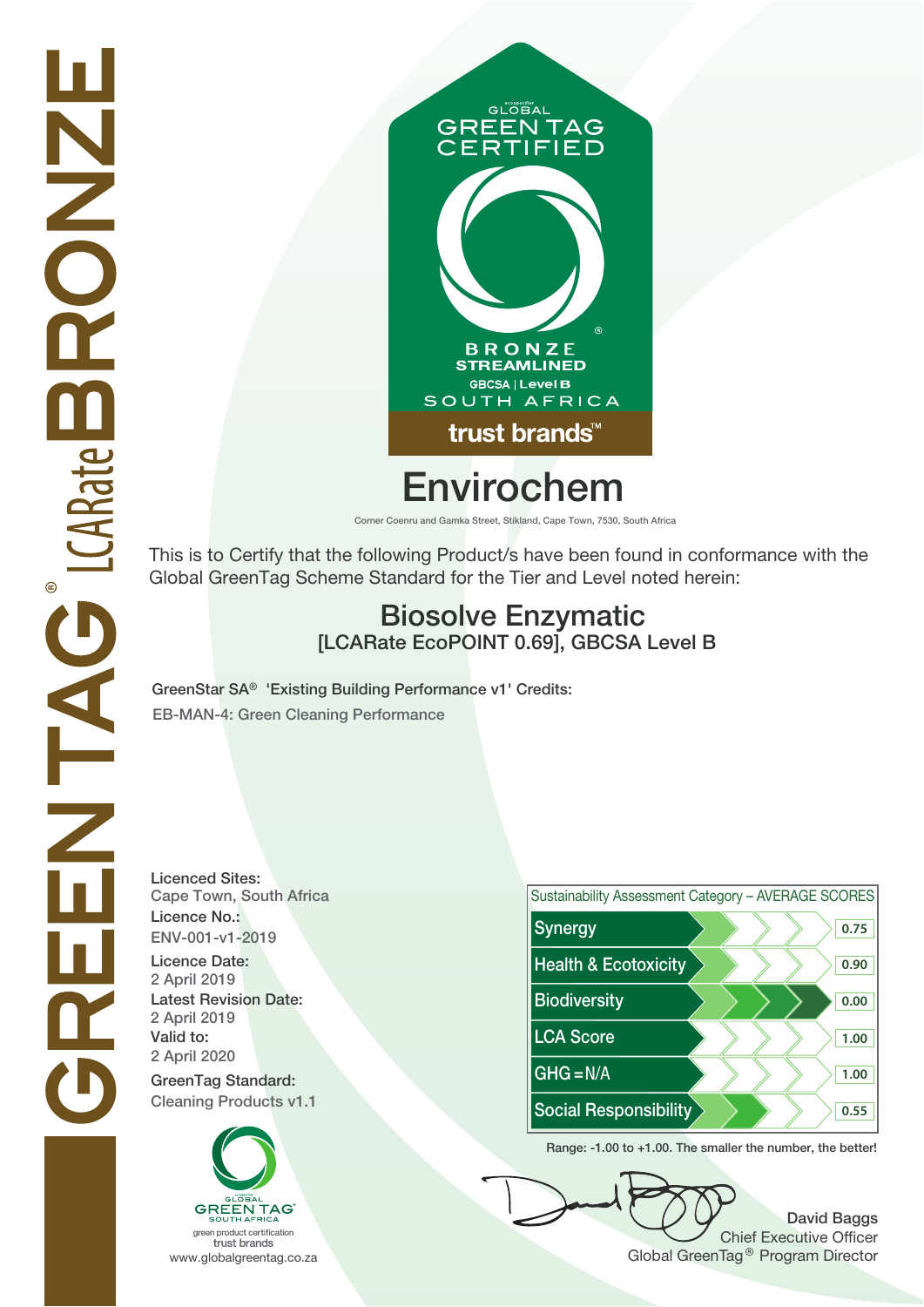GREENTAG® LCARate BRONZE

GLOBAL GREEN TAG CERTIFIED

BRONZE STREAMLINED

GBCSA | Level B

SOUTH AFRICA

trust brands™

# Envirochem

Corner Coenru and Gamka Street, Stikland, Cape Town, 7530, South Africa

This is to Certify that the following Product/s have been found in conformance with the Global GreenTag Scheme Standard for the Tier and Level noted herein:

## Biosolve Enzymatic

### [LCARate EcoPOINT 0.69], GBCSA Level B

**GreenStar SA® 'Existing Building Performance v1' Credits:**

EB-MAN-4: Green Cleaning Performance

**Licenced Sites:**
Cape Town, South Africa

**Licence No.:**
ENV-001-v1-2019

**Licence Date:**
2 April 2019

**Latest Revision Date:**
2 April 2019

**Valid to:**
2 April 2020

**GreenTag Standard:**
Cleaning Products v1.1

| Sustainability Assessment Category – AVERAGE SCORES | |
|---|---|
| Synergy | 0.75 |
| Health & Ecotoxicity | 0.90 |
| Biodiversity | 0.00 |
| LCA Score | 1.00 |
| GHG = N/A | 1.00 |
| Social Responsibility | 0.55 |

Range: -1.00 to +1.00. The smaller the number, the better!

GLOBAL GREEN TAG SOUTH AFRICA
green product certification
trust brands
www.globalgreentag.co.za

**David Baggs**
Chief Executive Officer
Global GreenTag® Program Director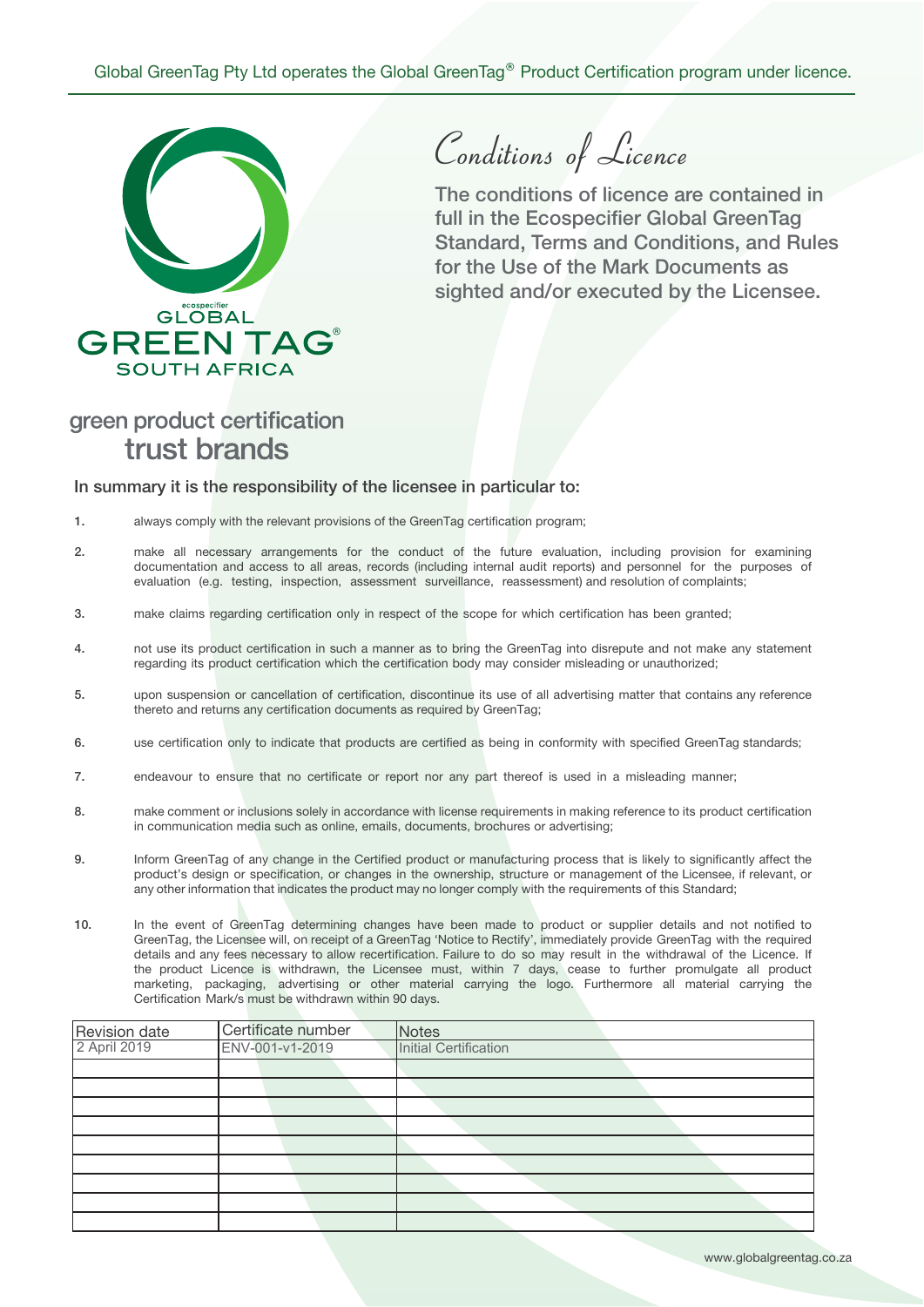Global GreenTag Pty Ltd operates the Global GreenTag® Product Certification program under licence.

# Conditions of Licence

**The conditions of licence are contained in full in the Ecospecifier Global GreenTag Standard, Terms and Conditions, and Rules for the Use of the Mark Documents as sighted and/or executed by the Licensee.**

ecospecifier GLOBAL GREEN TAG® SOUTH AFRICA

## green product certification
## trust brands

**In summary it is the responsibility of the licensee in particular to:**

1. always comply with the relevant provisions of the GreenTag certification program;
2. make all necessary arrangements for the conduct of the future evaluation, including provision for examining documentation and access to all areas, records (including internal audit reports) and personnel for the purposes of evaluation (e.g. testing, inspection, assessment surveillance, reassessment) and resolution of complaints;
3. make claims regarding certification only in respect of the scope for which certification has been granted;
4. not use its product certification in such a manner as to bring the GreenTag into disrepute and not make any statement regarding its product certification which the certification body may consider misleading or unauthorized;
5. upon suspension or cancellation of certification, discontinue its use of all advertising matter that contains any reference thereto and returns any certification documents as required by GreenTag;
6. use certification only to indicate that products are certified as being in conformity with specified GreenTag standards;
7. endeavour to ensure that no certificate or report nor any part thereof is used in a misleading manner;
8. make comment or inclusions solely in accordance with license requirements in making reference to its product certification in communication media such as online, emails, documents, brochures or advertising;
9. Inform GreenTag of any change in the Certified product or manufacturing process that is likely to significantly affect the product's design or specification, or changes in the ownership, structure or management of the Licensee, if relevant, or any other information that indicates the product may no longer comply with the requirements of this Standard;
10. In the event of GreenTag determining changes have been made to product or supplier details and not notified to GreenTag, the Licensee will, on receipt of a GreenTag 'Notice to Rectify', immediately provide GreenTag with the required details and any fees necessary to allow recertification. Failure to do so may result in the withdrawal of the Licence. If the product Licence is withdrawn, the Licensee must, within 7 days, cease to further promulgate all product marketing, packaging, advertising or other material carrying the logo. Furthermore all material carrying the Certification Mark/s must be withdrawn within 90 days.

| Revision date | Certificate number | Notes |
|---|---|---|
| 2 April 2019 | ENV-001-v1-2019 | Initial Certification |
| | | |
| | | |
| | | |
| | | |
| | | |
| | | |
| | | |
| | | |
| | | |

www.globalgreentag.co.za